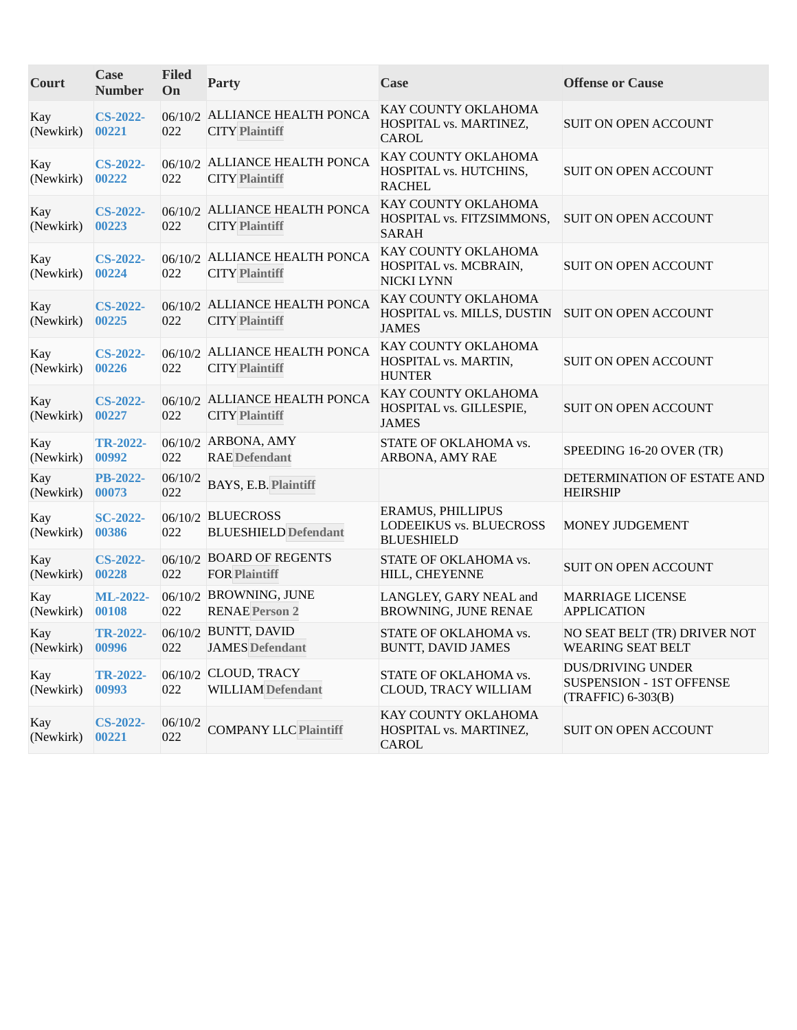| Court | Case Number | Filed On | Party | Case | Offense or Cause |
|---|---|---|---|---|---|
| Kay (Newkirk) | CS-2022-00221 | 06/10/2022 | ALLIANCE HEALTH PONCA CITY Plaintiff | KAY COUNTY OKLAHOMA HOSPITAL vs. MARTINEZ, CAROL | SUIT ON OPEN ACCOUNT |
| Kay (Newkirk) | CS-2022-00222 | 06/10/2022 | ALLIANCE HEALTH PONCA CITY Plaintiff | KAY COUNTY OKLAHOMA HOSPITAL vs. HUTCHINS, RACHEL | SUIT ON OPEN ACCOUNT |
| Kay (Newkirk) | CS-2022-00223 | 06/10/2022 | ALLIANCE HEALTH PONCA CITY Plaintiff | KAY COUNTY OKLAHOMA HOSPITAL vs. FITZSIMMONS, SARAH | SUIT ON OPEN ACCOUNT |
| Kay (Newkirk) | CS-2022-00224 | 06/10/2022 | ALLIANCE HEALTH PONCA CITY Plaintiff | KAY COUNTY OKLAHOMA HOSPITAL vs. MCBRAIN, NICKI LYNN | SUIT ON OPEN ACCOUNT |
| Kay (Newkirk) | CS-2022-00225 | 06/10/2022 | ALLIANCE HEALTH PONCA CITY Plaintiff | KAY COUNTY OKLAHOMA HOSPITAL vs. MILLS, DUSTIN JAMES | SUIT ON OPEN ACCOUNT |
| Kay (Newkirk) | CS-2022-00226 | 06/10/2022 | ALLIANCE HEALTH PONCA CITY Plaintiff | KAY COUNTY OKLAHOMA HOSPITAL vs. MARTIN, HUNTER | SUIT ON OPEN ACCOUNT |
| Kay (Newkirk) | CS-2022-00227 | 06/10/2022 | ALLIANCE HEALTH PONCA CITY Plaintiff | KAY COUNTY OKLAHOMA HOSPITAL vs. GILLESPIE, JAMES | SUIT ON OPEN ACCOUNT |
| Kay (Newkirk) | TR-2022-00992 | 06/10/2022 | ARBONA, AMY RAE Defendant | STATE OF OKLAHOMA vs. ARBONA, AMY RAE | SPEEDING 16-20 OVER (TR) |
| Kay (Newkirk) | PB-2022-00073 | 06/10/2022 | BAYS, E.B. Plaintiff | | DETERMINATION OF ESTATE AND HEIRSHIP |
| Kay (Newkirk) | SC-2022-00386 | 06/10/2022 | BLUECROSS BLUESHIELD Defendant | ERAMUS, PHILLIPUS LODEEIKUS vs. BLUECROSS BLUESHIELD | MONEY JUDGEMENT |
| Kay (Newkirk) | CS-2022-00228 | 06/10/2022 | BOARD OF REGENTS FOR Plaintiff | STATE OF OKLAHOMA vs. HILL, CHEYENNE | SUIT ON OPEN ACCOUNT |
| Kay (Newkirk) | ML-2022-00108 | 06/10/2022 | BROWNING, JUNE RENAE Person 2 | LANGLEY, GARY NEAL and BROWNING, JUNE RENAE | MARRIAGE LICENSE APPLICATION |
| Kay (Newkirk) | TR-2022-00996 | 06/10/2022 | BUNTT, DAVID JAMES Defendant | STATE OF OKLAHOMA vs. BUNTT, DAVID JAMES | NO SEAT BELT (TR) DRIVER NOT WEARING SEAT BELT |
| Kay (Newkirk) | TR-2022-00993 | 06/10/2022 | CLOUD, TRACY WILLIAM Defendant | STATE OF OKLAHOMA vs. CLOUD, TRACY WILLIAM | DUS/DRIVING UNDER SUSPENSION - 1ST OFFENSE (TRAFFIC) 6-303(B) |
| Kay (Newkirk) | CS-2022-00221 | 06/10/2022 | COMPANY LLC Plaintiff | KAY COUNTY OKLAHOMA HOSPITAL vs. MARTINEZ, CAROL | SUIT ON OPEN ACCOUNT |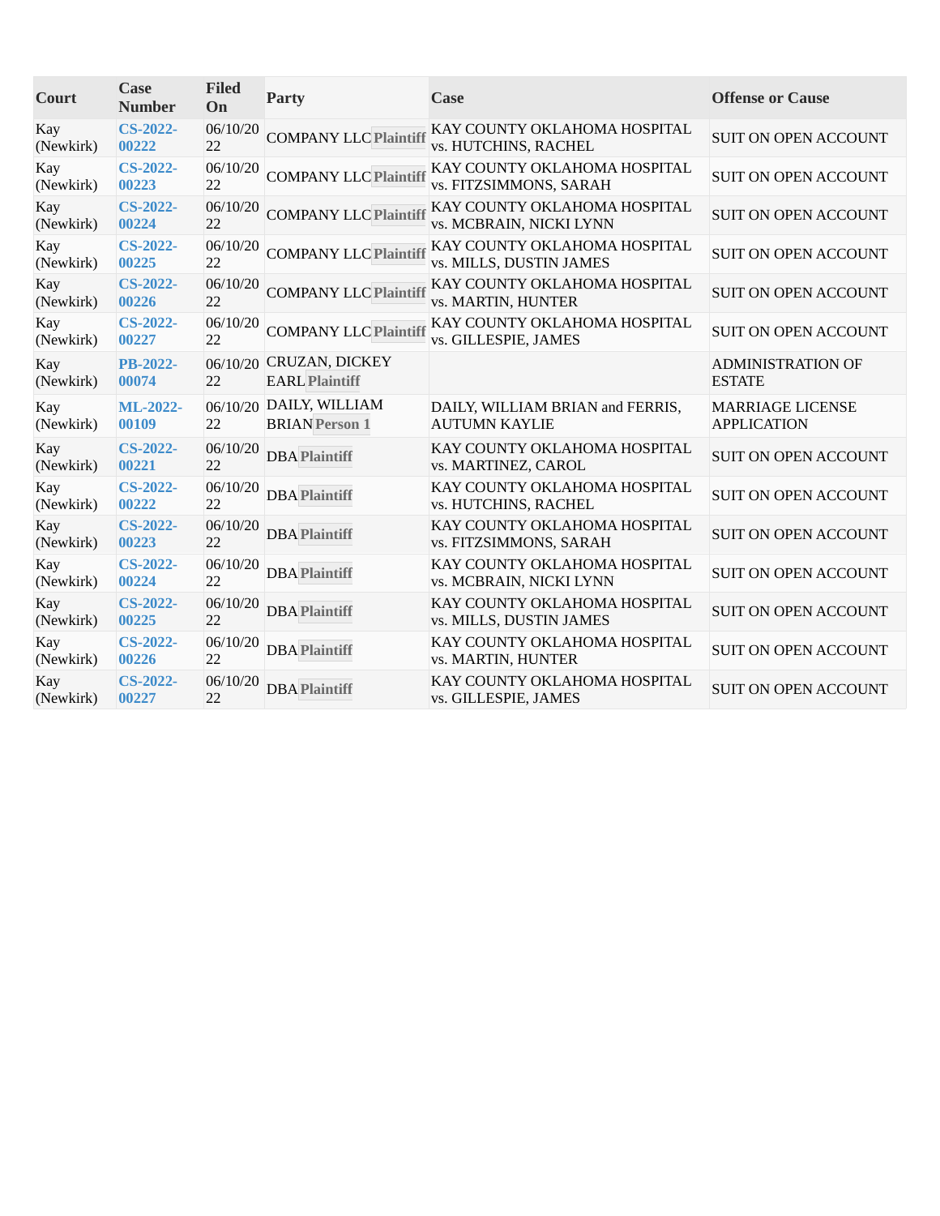| Court | Case Number | Filed On | Party | Case | Offense or Cause |
|---|---|---|---|---|---|
| Kay (Newkirk) | **CS-2022-00222** | 06/10/2022 | COMPANY LLC **Plaintiff** | KAY COUNTY OKLAHOMA HOSPITAL vs. HUTCHINS, RACHEL | SUIT ON OPEN ACCOUNT |
| Kay (Newkirk) | **CS-2022-00223** | 06/10/2022 | COMPANY LLC **Plaintiff** | KAY COUNTY OKLAHOMA HOSPITAL vs. FITZSIMMONS, SARAH | SUIT ON OPEN ACCOUNT |
| Kay (Newkirk) | **CS-2022-00224** | 06/10/2022 | COMPANY LLC **Plaintiff** | KAY COUNTY OKLAHOMA HOSPITAL vs. MCBRAIN, NICKI LYNN | SUIT ON OPEN ACCOUNT |
| Kay (Newkirk) | **CS-2022-00225** | 06/10/2022 | COMPANY LLC **Plaintiff** | KAY COUNTY OKLAHOMA HOSPITAL vs. MILLS, DUSTIN JAMES | SUIT ON OPEN ACCOUNT |
| Kay (Newkirk) | **CS-2022-00226** | 06/10/2022 | COMPANY LLC **Plaintiff** | KAY COUNTY OKLAHOMA HOSPITAL vs. MARTIN, HUNTER | SUIT ON OPEN ACCOUNT |
| Kay (Newkirk) | **CS-2022-00227** | 06/10/2022 | COMPANY LLC **Plaintiff** | KAY COUNTY OKLAHOMA HOSPITAL vs. GILLESPIE, JAMES | SUIT ON OPEN ACCOUNT |
| Kay (Newkirk) | **PB-2022-00074** | 06/10/2022 | CRUZAN, DICKEY EARL **Plaintiff** | | ADMINISTRATION OF ESTATE |
| Kay (Newkirk) | **ML-2022-00109** | 06/10/2022 | DAILY, WILLIAM BRIAN **Person 1** | DAILY, WILLIAM BRIAN and FERRIS, AUTUMN KAYLIE | MARRIAGE LICENSE APPLICATION |
| Kay (Newkirk) | **CS-2022-00221** | 06/10/2022 | DBA **Plaintiff** | KAY COUNTY OKLAHOMA HOSPITAL vs. MARTINEZ, CAROL | SUIT ON OPEN ACCOUNT |
| Kay (Newkirk) | **CS-2022-00222** | 06/10/2022 | DBA **Plaintiff** | KAY COUNTY OKLAHOMA HOSPITAL vs. HUTCHINS, RACHEL | SUIT ON OPEN ACCOUNT |
| Kay (Newkirk) | **CS-2022-00223** | 06/10/2022 | DBA **Plaintiff** | KAY COUNTY OKLAHOMA HOSPITAL vs. FITZSIMMONS, SARAH | SUIT ON OPEN ACCOUNT |
| Kay (Newkirk) | **CS-2022-00224** | 06/10/2022 | DBA **Plaintiff** | KAY COUNTY OKLAHOMA HOSPITAL vs. MCBRAIN, NICKI LYNN | SUIT ON OPEN ACCOUNT |
| Kay (Newkirk) | **CS-2022-00225** | 06/10/2022 | DBA **Plaintiff** | KAY COUNTY OKLAHOMA HOSPITAL vs. MILLS, DUSTIN JAMES | SUIT ON OPEN ACCOUNT |
| Kay (Newkirk) | **CS-2022-00226** | 06/10/2022 | DBA **Plaintiff** | KAY COUNTY OKLAHOMA HOSPITAL vs. MARTIN, HUNTER | SUIT ON OPEN ACCOUNT |
| Kay (Newkirk) | **CS-2022-00227** | 06/10/2022 | DBA **Plaintiff** | KAY COUNTY OKLAHOMA HOSPITAL vs. GILLESPIE, JAMES | SUIT ON OPEN ACCOUNT |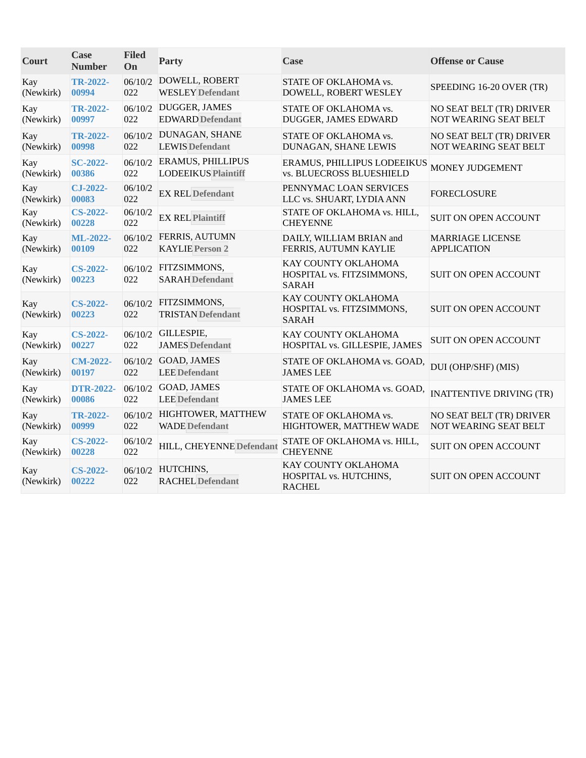| Court | Case Number | Filed On | Party | Case | Offense or Cause |
|---|---|---|---|---|---|
| Kay (Newkirk) | **TR-2022-00994** | 06/10/2022 | DOWELL, ROBERT WESLEY **Defendant** | STATE OF OKLAHOMA vs. DOWELL, ROBERT WESLEY | SPEEDING 16-20 OVER (TR) |
| Kay (Newkirk) | **TR-2022-00997** | 06/10/2022 | DUGGER, JAMES EDWARD **Defendant** | STATE OF OKLAHOMA vs. DUGGER, JAMES EDWARD | NO SEAT BELT (TR) DRIVER NOT WEARING SEAT BELT |
| Kay (Newkirk) | **TR-2022-00998** | 06/10/2022 | DUNAGAN, SHANE LEWIS **Defendant** | STATE OF OKLAHOMA vs. DUNAGAN, SHANE LEWIS | NO SEAT BELT (TR) DRIVER NOT WEARING SEAT BELT |
| Kay (Newkirk) | **SC-2022-00386** | 06/10/2022 | ERAMUS, PHILLIPUS LODEEIKUS **Plaintiff** | ERAMUS, PHILLIPUS LODEEIKUS vs. BLUECROSS BLUESHIELD | MONEY JUDGEMENT |
| Kay (Newkirk) | **CJ-2022-00083** | 06/10/2022 | EX REL **Defendant** | PENNYMAC LOAN SERVICES LLC vs. SHUART, LYDIA ANN | FORECLOSURE |
| Kay (Newkirk) | **CS-2022-00228** | 06/10/2022 | EX REL **Plaintiff** | STATE OF OKLAHOMA vs. HILL, CHEYENNE | SUIT ON OPEN ACCOUNT |
| Kay (Newkirk) | **ML-2022-00109** | 06/10/2022 | FERRIS, AUTUMN KAYLIE **Person 2** | DAILY, WILLIAM BRIAN and FERRIS, AUTUMN KAYLIE | MARRIAGE LICENSE APPLICATION |
| Kay (Newkirk) | **CS-2022-00223** | 06/10/2022 | FITZSIMMONS, SARAH **Defendant** | KAY COUNTY OKLAHOMA HOSPITAL vs. FITZSIMMONS, SARAH | SUIT ON OPEN ACCOUNT |
| Kay (Newkirk) | **CS-2022-00223** | 06/10/2022 | FITZSIMMONS, TRISTAN **Defendant** | KAY COUNTY OKLAHOMA HOSPITAL vs. FITZSIMMONS, SARAH | SUIT ON OPEN ACCOUNT |
| Kay (Newkirk) | **CS-2022-00227** | 06/10/2022 | GILLESPIE, JAMES **Defendant** | KAY COUNTY OKLAHOMA HOSPITAL vs. GILLESPIE, JAMES | SUIT ON OPEN ACCOUNT |
| Kay (Newkirk) | **CM-2022-00197** | 06/10/2022 | GOAD, JAMES LEE **Defendant** | STATE OF OKLAHOMA vs. GOAD, JAMES LEE | DUI (OHP/SHF) (MIS) |
| Kay (Newkirk) | **DTR-2022-00086** | 06/10/2022 | GOAD, JAMES LEE **Defendant** | STATE OF OKLAHOMA vs. GOAD, JAMES LEE | INATTENTIVE DRIVING (TR) |
| Kay (Newkirk) | **TR-2022-00999** | 06/10/2022 | HIGHTOWER, MATTHEW WADE **Defendant** | STATE OF OKLAHOMA vs. HIGHTOWER, MATTHEW WADE | NO SEAT BELT (TR) DRIVER NOT WEARING SEAT BELT |
| Kay (Newkirk) | **CS-2022-00228** | 06/10/2022 | HILL, CHEYENNE **Defendant** | STATE OF OKLAHOMA vs. HILL, CHEYENNE | SUIT ON OPEN ACCOUNT |
| Kay (Newkirk) | **CS-2022-00222** | 06/10/2022 | HUTCHINS, RACHEL **Defendant** | KAY COUNTY OKLAHOMA HOSPITAL vs. HUTCHINS, RACHEL | SUIT ON OPEN ACCOUNT |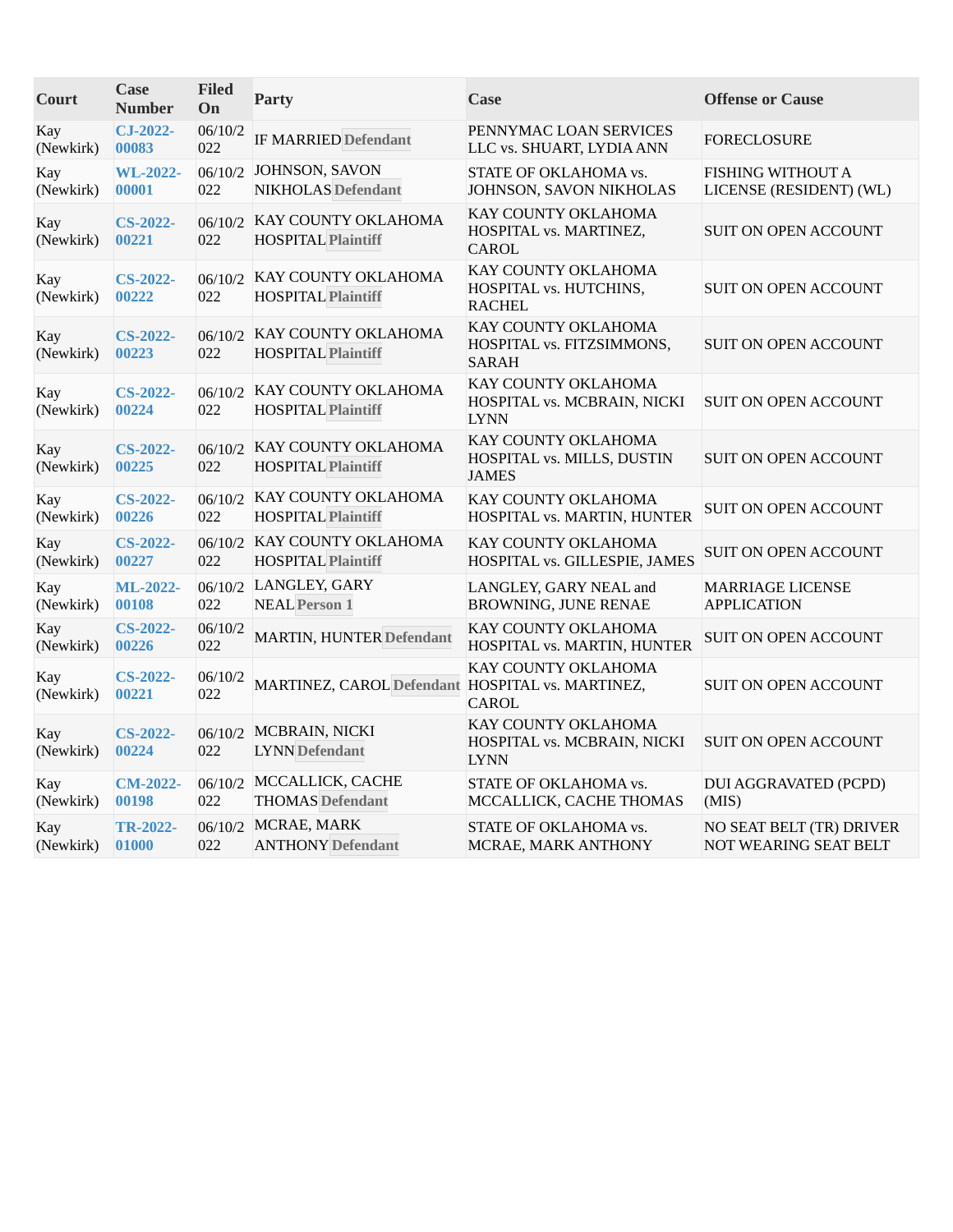| Court | Case Number | Filed On | Party | Case | Offense or Cause |
|---|---|---|---|---|---|
| Kay (Newkirk) | CJ-2022-00083 | 06/10/2022 | IF MARRIED **Defendant** | PENNYMAC LOAN SERVICES LLC vs. SHUART, LYDIA ANN | FORECLOSURE |
| Kay (Newkirk) | WL-2022-00001 | 06/10/2022 | JOHNSON, SAVON NIKHOLAS **Defendant** | STATE OF OKLAHOMA vs. JOHNSON, SAVON NIKHOLAS | FISHING WITHOUT A LICENSE (RESIDENT) (WL) |
| Kay (Newkirk) | CS-2022-00221 | 06/10/2022 | KAY COUNTY OKLAHOMA HOSPITAL **Plaintiff** | KAY COUNTY OKLAHOMA HOSPITAL vs. MARTINEZ, CAROL | SUIT ON OPEN ACCOUNT |
| Kay (Newkirk) | CS-2022-00222 | 06/10/2022 | KAY COUNTY OKLAHOMA HOSPITAL **Plaintiff** | KAY COUNTY OKLAHOMA HOSPITAL vs. HUTCHINS, RACHEL | SUIT ON OPEN ACCOUNT |
| Kay (Newkirk) | CS-2022-00223 | 06/10/2022 | KAY COUNTY OKLAHOMA HOSPITAL **Plaintiff** | KAY COUNTY OKLAHOMA HOSPITAL vs. FITZSIMMONS, SARAH | SUIT ON OPEN ACCOUNT |
| Kay (Newkirk) | CS-2022-00224 | 06/10/2022 | KAY COUNTY OKLAHOMA HOSPITAL **Plaintiff** | KAY COUNTY OKLAHOMA HOSPITAL vs. MCBRAIN, NICKI LYNN | SUIT ON OPEN ACCOUNT |
| Kay (Newkirk) | CS-2022-00225 | 06/10/2022 | KAY COUNTY OKLAHOMA HOSPITAL **Plaintiff** | KAY COUNTY OKLAHOMA HOSPITAL vs. MILLS, DUSTIN JAMES | SUIT ON OPEN ACCOUNT |
| Kay (Newkirk) | CS-2022-00226 | 06/10/2022 | KAY COUNTY OKLAHOMA HOSPITAL **Plaintiff** | KAY COUNTY OKLAHOMA HOSPITAL vs. MARTIN, HUNTER | SUIT ON OPEN ACCOUNT |
| Kay (Newkirk) | CS-2022-00227 | 06/10/2022 | KAY COUNTY OKLAHOMA HOSPITAL **Plaintiff** | KAY COUNTY OKLAHOMA HOSPITAL vs. GILLESPIE, JAMES | SUIT ON OPEN ACCOUNT |
| Kay (Newkirk) | ML-2022-00108 | 06/10/2022 | LANGLEY, GARY NEAL **Person 1** | LANGLEY, GARY NEAL and BROWNING, JUNE RENAE | MARRIAGE LICENSE APPLICATION |
| Kay (Newkirk) | CS-2022-00226 | 06/10/2022 | MARTIN, HUNTER **Defendant** | KAY COUNTY OKLAHOMA HOSPITAL vs. MARTIN, HUNTER | SUIT ON OPEN ACCOUNT |
| Kay (Newkirk) | CS-2022-00221 | 06/10/2022 | MARTINEZ, CAROL **Defendant** | KAY COUNTY OKLAHOMA HOSPITAL vs. MARTINEZ, CAROL | SUIT ON OPEN ACCOUNT |
| Kay (Newkirk) | CS-2022-00224 | 06/10/2022 | MCBRAIN, NICKI LYNN **Defendant** | KAY COUNTY OKLAHOMA HOSPITAL vs. MCBRAIN, NICKI LYNN | SUIT ON OPEN ACCOUNT |
| Kay (Newkirk) | CM-2022-00198 | 06/10/2022 | MCCALLICK, CACHE THOMAS **Defendant** | STATE OF OKLAHOMA vs. MCCALLICK, CACHE THOMAS | DUI AGGRAVATED (PCPD) (MIS) |
| Kay (Newkirk) | TR-2022-01000 | 06/10/2022 | MCRAE, MARK ANTHONY **Defendant** | STATE OF OKLAHOMA vs. MCRAE, MARK ANTHONY | NO SEAT BELT (TR) DRIVER NOT WEARING SEAT BELT |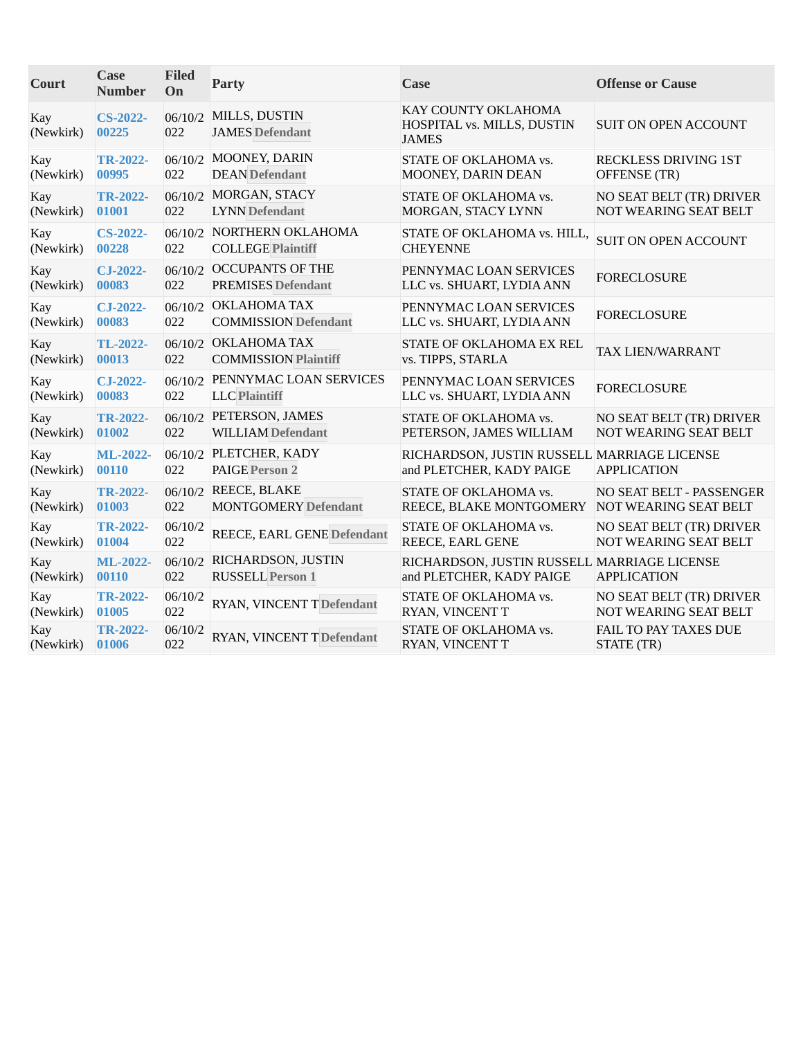| Court | Case Number | Filed On | Party | Case | Offense or Cause |
|---|---|---|---|---|---|
| Kay (Newkirk) | CS-2022-00225 | 06/10/2022 | MILLS, DUSTIN JAMES Defendant | KAY COUNTY OKLAHOMA HOSPITAL vs. MILLS, DUSTIN JAMES | SUIT ON OPEN ACCOUNT |
| Kay (Newkirk) | TR-2022-00995 | 06/10/2022 | MOONEY, DARIN DEAN Defendant | STATE OF OKLAHOMA vs. MOONEY, DARIN DEAN | RECKLESS DRIVING 1ST OFFENSE (TR) |
| Kay (Newkirk) | TR-2022-01001 | 06/10/2022 | MORGAN, STACY LYNN Defendant | STATE OF OKLAHOMA vs. MORGAN, STACY LYNN | NO SEAT BELT (TR) DRIVER NOT WEARING SEAT BELT |
| Kay (Newkirk) | CS-2022-00228 | 06/10/2022 | NORTHERN OKLAHOMA COLLEGE Plaintiff | STATE OF OKLAHOMA vs. HILL, CHEYENNE | SUIT ON OPEN ACCOUNT |
| Kay (Newkirk) | CJ-2022-00083 | 06/10/2022 | OCCUPANTS OF THE PREMISES Defendant | PENNYMAC LOAN SERVICES LLC vs. SHUART, LYDIA ANN | FORECLOSURE |
| Kay (Newkirk) | CJ-2022-00083 | 06/10/2022 | OKLAHOMA TAX COMMISSION Defendant | PENNYMAC LOAN SERVICES LLC vs. SHUART, LYDIA ANN | FORECLOSURE |
| Kay (Newkirk) | TL-2022-00013 | 06/10/2022 | OKLAHOMA TAX COMMISSION Plaintiff | STATE OF OKLAHOMA EX REL vs. TIPPS, STARLA | TAX LIEN/WARRANT |
| Kay (Newkirk) | CJ-2022-00083 | 06/10/2022 | PENNYMAC LOAN SERVICES LLC Plaintiff | PENNYMAC LOAN SERVICES LLC vs. SHUART, LYDIA ANN | FORECLOSURE |
| Kay (Newkirk) | TR-2022-01002 | 06/10/2022 | PETERSON, JAMES WILLIAM Defendant | STATE OF OKLAHOMA vs. PETERSON, JAMES WILLIAM | NO SEAT BELT (TR) DRIVER NOT WEARING SEAT BELT |
| Kay (Newkirk) | ML-2022-00110 | 06/10/2022 | PLETCHER, KADY PAIGE Person 2 | RICHARDSON, JUSTIN RUSSELL and PLETCHER, KADY PAIGE | MARRIAGE LICENSE APPLICATION |
| Kay (Newkirk) | TR-2022-01003 | 06/10/2022 | REECE, BLAKE MONTGOMERY Defendant | STATE OF OKLAHOMA vs. REECE, BLAKE MONTGOMERY | NO SEAT BELT - PASSENGER NOT WEARING SEAT BELT |
| Kay (Newkirk) | TR-2022-01004 | 06/10/2022 | REECE, EARL GENE Defendant | STATE OF OKLAHOMA vs. REECE, EARL GENE | NO SEAT BELT (TR) DRIVER NOT WEARING SEAT BELT |
| Kay (Newkirk) | ML-2022-00110 | 06/10/2022 | RICHARDSON, JUSTIN RUSSELL Person 1 | RICHARDSON, JUSTIN RUSSELL and PLETCHER, KADY PAIGE | MARRIAGE LICENSE APPLICATION |
| Kay (Newkirk) | TR-2022-01005 | 06/10/2022 | RYAN, VINCENT T Defendant | STATE OF OKLAHOMA vs. RYAN, VINCENT T | NO SEAT BELT (TR) DRIVER NOT WEARING SEAT BELT |
| Kay (Newkirk) | TR-2022-01006 | 06/10/2022 | RYAN, VINCENT T Defendant | STATE OF OKLAHOMA vs. RYAN, VINCENT T | FAIL TO PAY TAXES DUE STATE (TR) |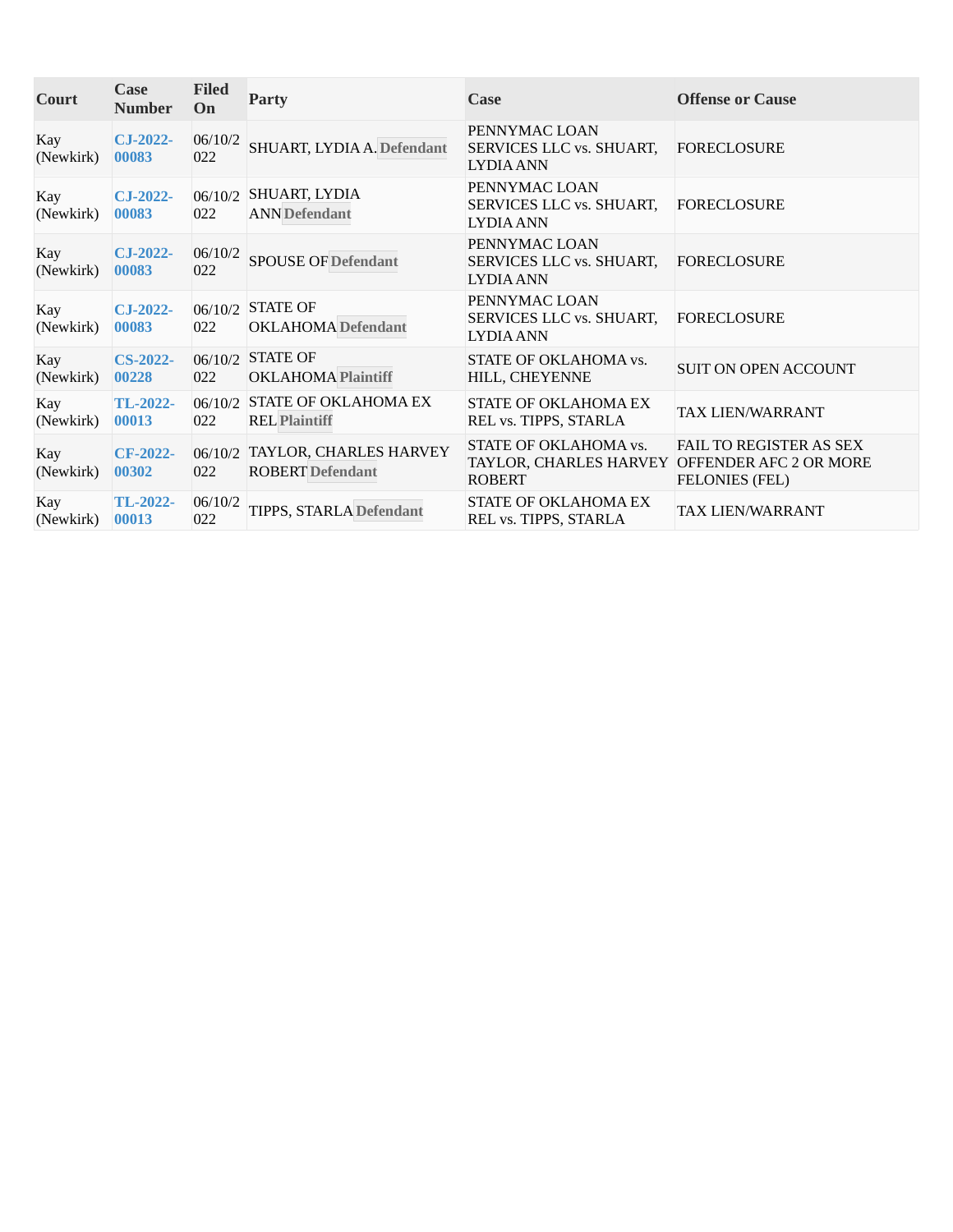| Court | Case Number | Filed On | Party | Case | Offense or Cause |
| --- | --- | --- | --- | --- | --- |
| Kay (Newkirk) | CJ-2022-00083 | 06/10/2022 | SHUART, LYDIA A. Defendant | PENNYMAC LOAN SERVICES LLC vs. SHUART, LYDIA ANN | FORECLOSURE |
| Kay (Newkirk) | CJ-2022-00083 | 06/10/2022 | SHUART, LYDIA ANN Defendant | PENNYMAC LOAN SERVICES LLC vs. SHUART, LYDIA ANN | FORECLOSURE |
| Kay (Newkirk) | CJ-2022-00083 | 06/10/2022 | SPOUSE OF Defendant | PENNYMAC LOAN SERVICES LLC vs. SHUART, LYDIA ANN | FORECLOSURE |
| Kay (Newkirk) | CJ-2022-00083 | 06/10/2022 | STATE OF OKLAHOMA Defendant | PENNYMAC LOAN SERVICES LLC vs. SHUART, LYDIA ANN | FORECLOSURE |
| Kay (Newkirk) | CS-2022-00228 | 06/10/2022 | STATE OF OKLAHOMA Plaintiff | STATE OF OKLAHOMA vs. HILL, CHEYENNE | SUIT ON OPEN ACCOUNT |
| Kay (Newkirk) | TL-2022-00013 | 06/10/2022 | STATE OF OKLAHOMA EX REL Plaintiff | STATE OF OKLAHOMA EX REL vs. TIPPS, STARLA | TAX LIEN/WARRANT |
| Kay (Newkirk) | CF-2022-00302 | 06/10/2022 | TAYLOR, CHARLES HARVEY ROBERT Defendant | STATE OF OKLAHOMA vs. TAYLOR, CHARLES HARVEY ROBERT | FAIL TO REGISTER AS SEX OFFENDER AFC 2 OR MORE FELONIES (FEL) |
| Kay (Newkirk) | TL-2022-00013 | 06/10/2022 | TIPPS, STARLA Defendant | STATE OF OKLAHOMA EX REL vs. TIPPS, STARLA | TAX LIEN/WARRANT |